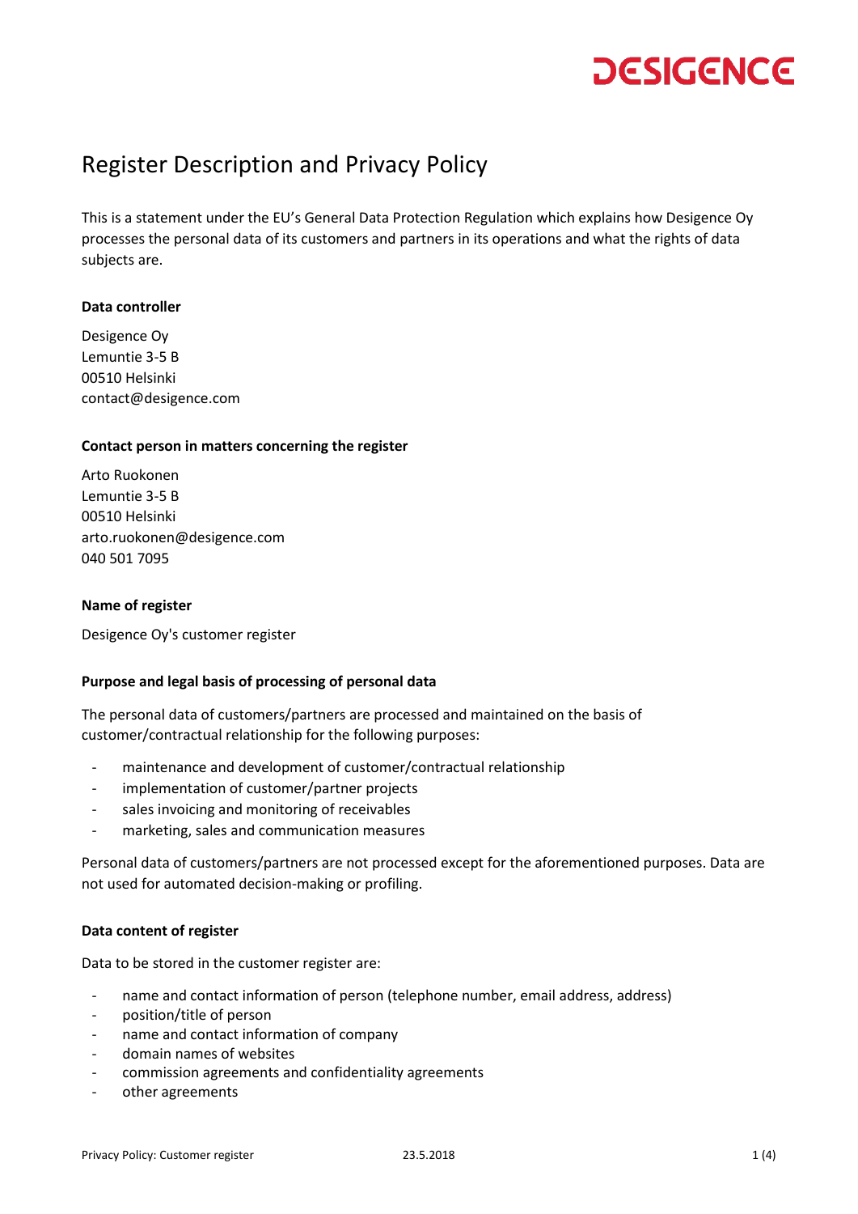# Register Description and Privacy Policy

This is a statement under the EU's General Data Protection Regulation which explains how Desigence Oy processes the personal data of its customers and partners in its operations and what the rights of data subjects are.

**Data controller**

Desigence Oy
Lemuntie 3-5 B
00510 Helsinki
contact@desigence.com

**Contact person in matters concerning the register**

Arto Ruokonen
Lemuntie 3-5 B
00510 Helsinki
arto.ruokonen@desigence.com
040 501 7095

**Name of register**

Desigence Oy's customer register

**Purpose and legal basis of processing of personal data**

The personal data of customers/partners are processed and maintained on the basis of customer/contractual relationship for the following purposes:

- maintenance and development of customer/contractual relationship
- implementation of customer/partner projects
- sales invoicing and monitoring of receivables
- marketing, sales and communication measures

Personal data of customers/partners are not processed except for the aforementioned purposes. Data are not used for automated decision-making or profiling.

**Data content of register**

Data to be stored in the customer register are:

- name and contact information of person (telephone number, email address, address)
- position/title of person
- name and contact information of company
- domain names of websites
- commission agreements and confidentiality agreements
- other agreements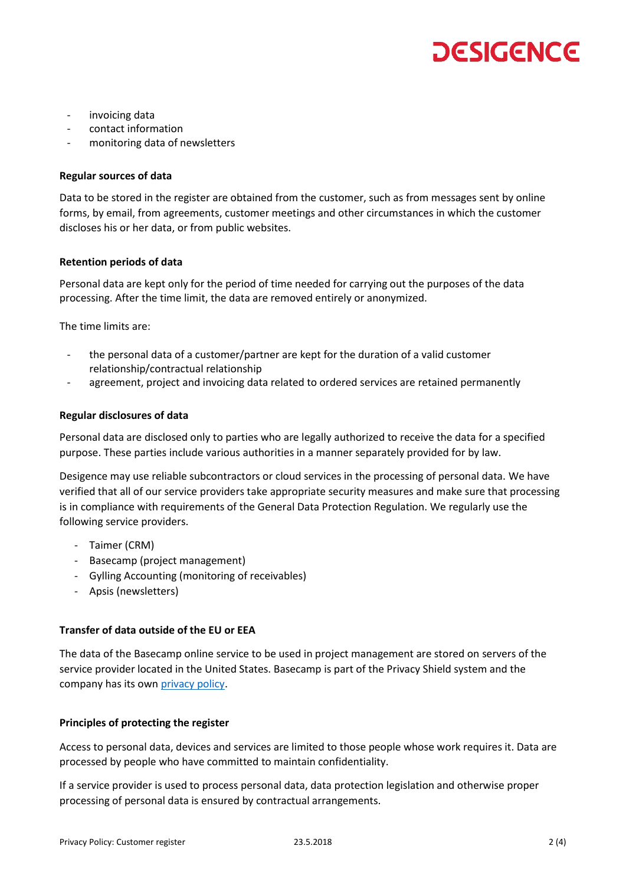- invoicing data
- contact information
- monitoring data of newsletters

**Regular sources of data**

Data to be stored in the register are obtained from the customer, such as from messages sent by online forms, by email, from agreements, customer meetings and other circumstances in which the customer discloses his or her data, or from public websites.

**Retention periods of data**

Personal data are kept only for the period of time needed for carrying out the purposes of the data processing. After the time limit, the data are removed entirely or anonymized.

The time limits are:

- the personal data of a customer/partner are kept for the duration of a valid customer relationship/contractual relationship
- agreement, project and invoicing data related to ordered services are retained permanently

**Regular disclosures of data**

Personal data are disclosed only to parties who are legally authorized to receive the data for a specified purpose. These parties include various authorities in a manner separately provided for by law.

Desigence may use reliable subcontractors or cloud services in the processing of personal data. We have verified that all of our service providers take appropriate security measures and make sure that processing is in compliance with requirements of the General Data Protection Regulation. We regularly use the following service providers.

- Taimer (CRM)
- Basecamp (project management)
- Gylling Accounting (monitoring of receivables)
- Apsis (newsletters)

**Transfer of data outside of the EU or EEA**

The data of the Basecamp online service to be used in project management are stored on servers of the service provider located in the United States. Basecamp is part of the Privacy Shield system and the company has its own privacy policy.

**Principles of protecting the register**

Access to personal data, devices and services are limited to those people whose work requires it. Data are processed by people who have committed to maintain confidentiality.

If a service provider is used to process personal data, data protection legislation and otherwise proper processing of personal data is ensured by contractual arrangements.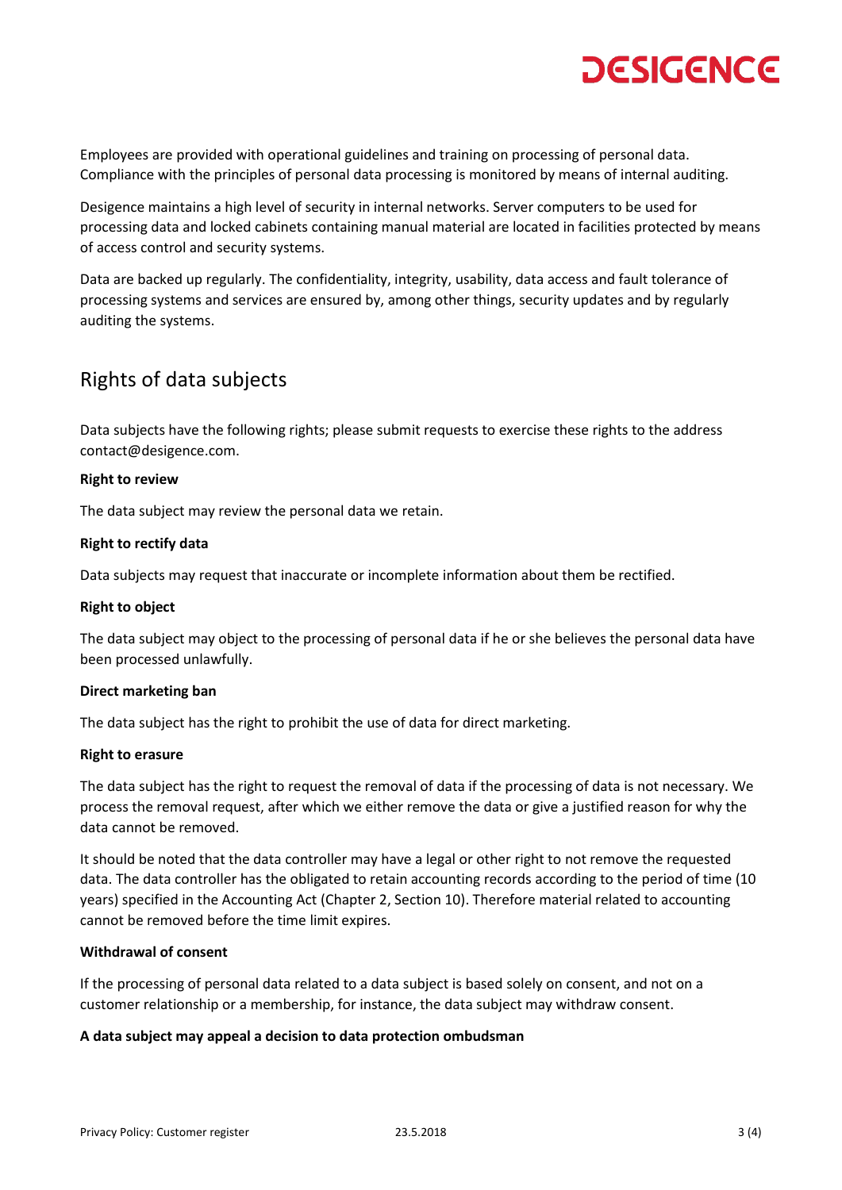Employees are provided with operational guidelines and training on processing of personal data. Compliance with the principles of personal data processing is monitored by means of internal auditing.

Desigence maintains a high level of security in internal networks. Server computers to be used for processing data and locked cabinets containing manual material are located in facilities protected by means of access control and security systems.

Data are backed up regularly. The confidentiality, integrity, usability, data access and fault tolerance of processing systems and services are ensured by, among other things, security updates and by regularly auditing the systems.

## Rights of data subjects

Data subjects have the following rights; please submit requests to exercise these rights to the address contact@desigence.com.

**Right to review**

The data subject may review the personal data we retain.

**Right to rectify data**

Data subjects may request that inaccurate or incomplete information about them be rectified.

**Right to object**

The data subject may object to the processing of personal data if he or she believes the personal data have been processed unlawfully.

**Direct marketing ban**

The data subject has the right to prohibit the use of data for direct marketing.

**Right to erasure**

The data subject has the right to request the removal of data if the processing of data is not necessary. We process the removal request, after which we either remove the data or give a justified reason for why the data cannot be removed.

It should be noted that the data controller may have a legal or other right to not remove the requested data. The data controller has the obligated to retain accounting records according to the period of time (10 years) specified in the Accounting Act (Chapter 2, Section 10). Therefore material related to accounting cannot be removed before the time limit expires.

**Withdrawal of consent**

If the processing of personal data related to a data subject is based solely on consent, and not on a customer relationship or a membership, for instance, the data subject may withdraw consent.

**A data subject may appeal a decision to data protection ombudsman**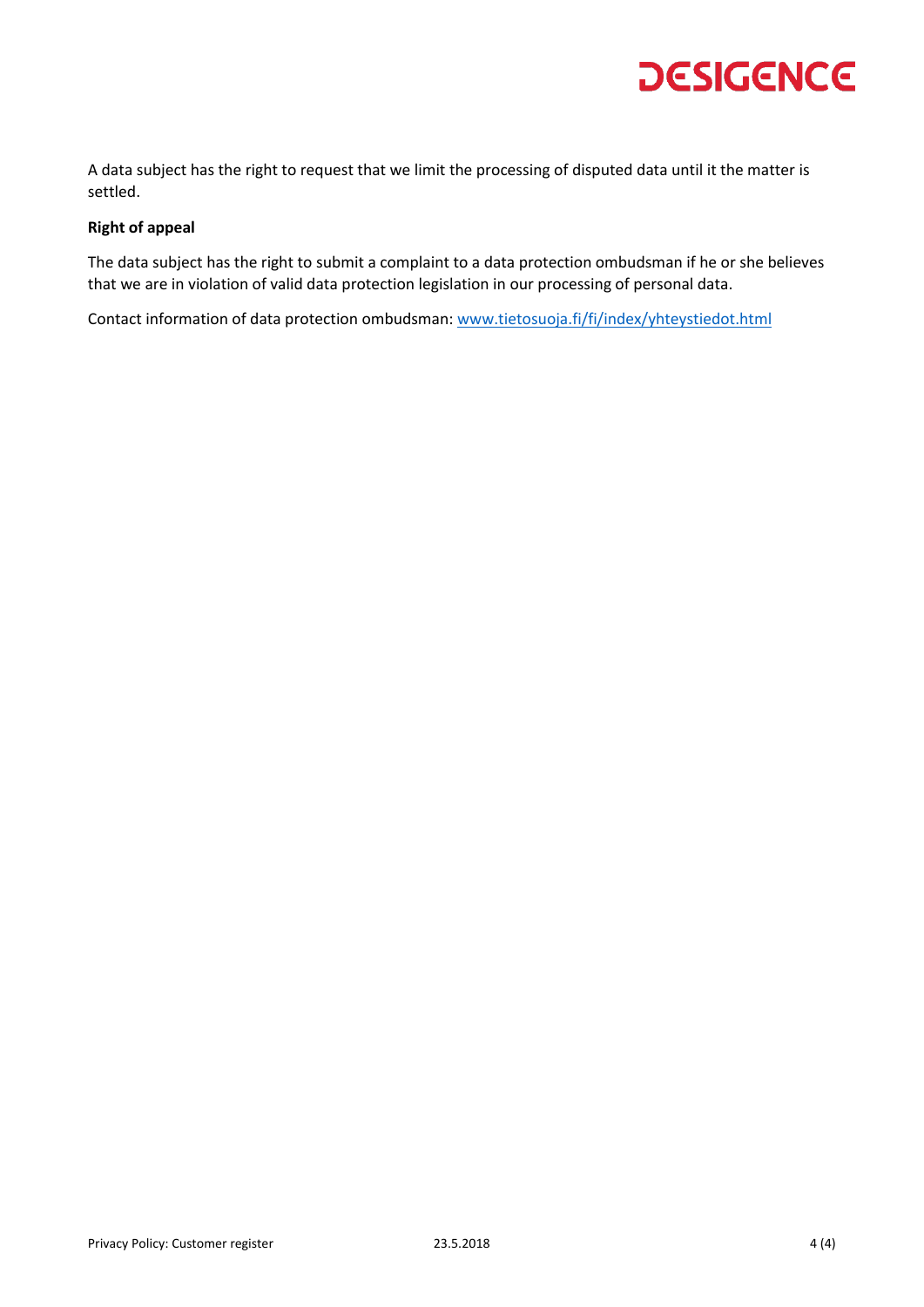A data subject has the right to request that we limit the processing of disputed data until it the matter is settled.

**Right of appeal**

The data subject has the right to submit a complaint to a data protection ombudsman if he or she believes that we are in violation of valid data protection legislation in our processing of personal data.

Contact information of data protection ombudsman: [www.tietosuoja.fi/fi/index/yhteystiedot.html](www.tietosuoja.fi/fi/index/yhteystiedot.html)